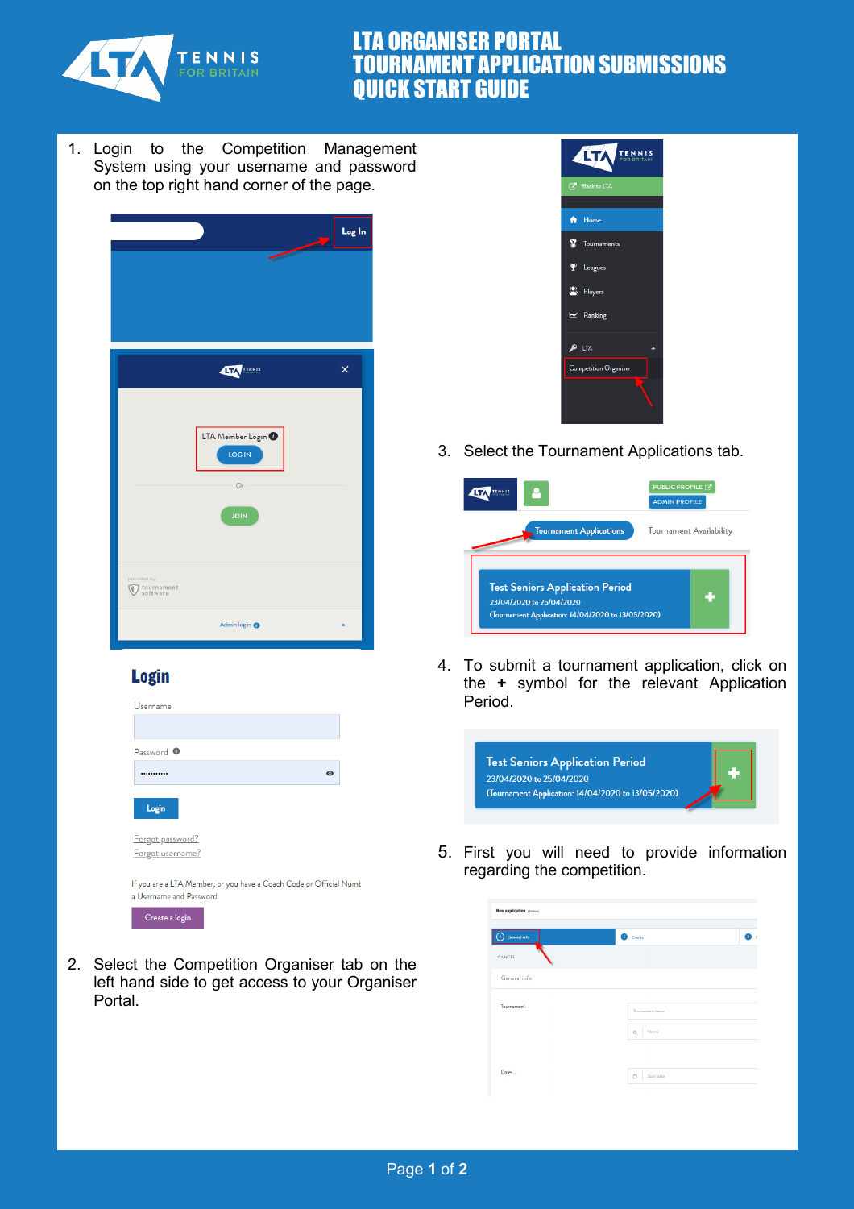# LTA ORGANISER PORTAL TOURNAMENT APPLICATION SUBMISSIONS QUICK START GUIDE

1. Login to the Competition Management System using your username and password on the top right hand corner of the page.

2. Select the Competition Organiser tab on the left hand side to get access to your Organiser Portal.

3. Select the Tournament Applications tab.

4. To submit a tournament application, click on the **+** symbol for the relevant Application Period.

5. First you will need to provide information regarding the competition.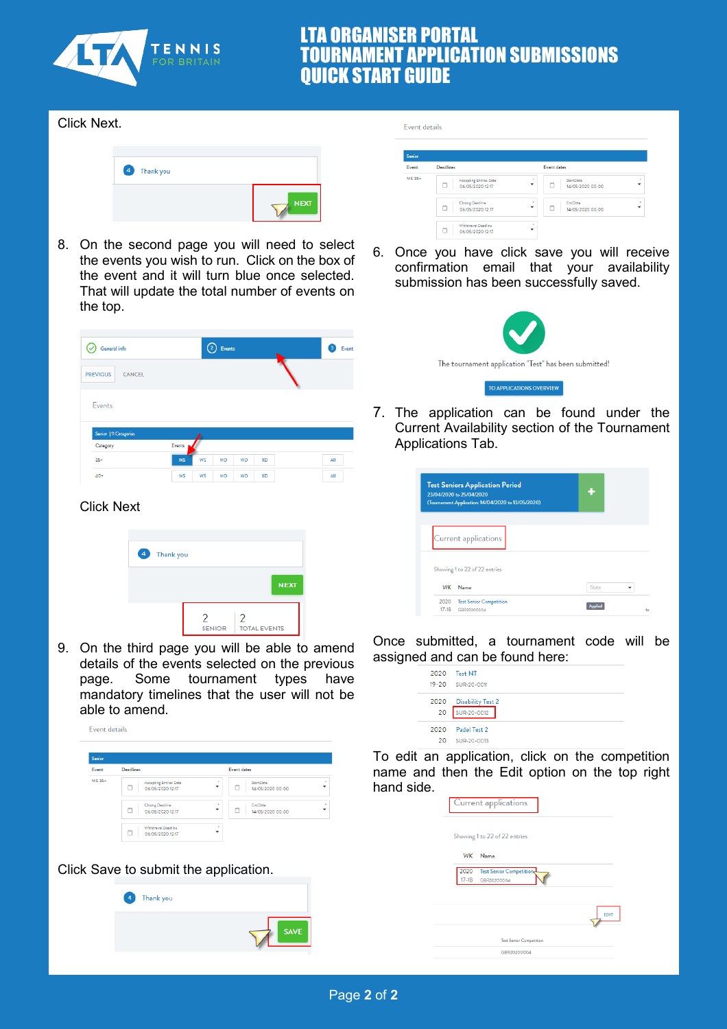# LTA ORGANISER PORTAL TOURNAMENT APPLICATION SUBMISSIONS QUICK START GUIDE

Click Next.

8. On the second page you will need to select the events you wish to run. Click on the box of the event and it will turn blue once selected. That will update the total number of events on the top.

Click Next

9. On the third page you will be able to amend details of the events selected on the previous page. Some tournament types have mandatory timelines that the user will not be able to amend.

Click Save to submit the application.

6. Once you have click save you will receive confirmation email that your availability submission has been successfully saved.

7. The application can be found under the Current Availability section of the Tournament Applications Tab.

Once submitted, a tournament code will be assigned and can be found here:

To edit an application, click on the competition name and then the Edit option on the top right hand side.